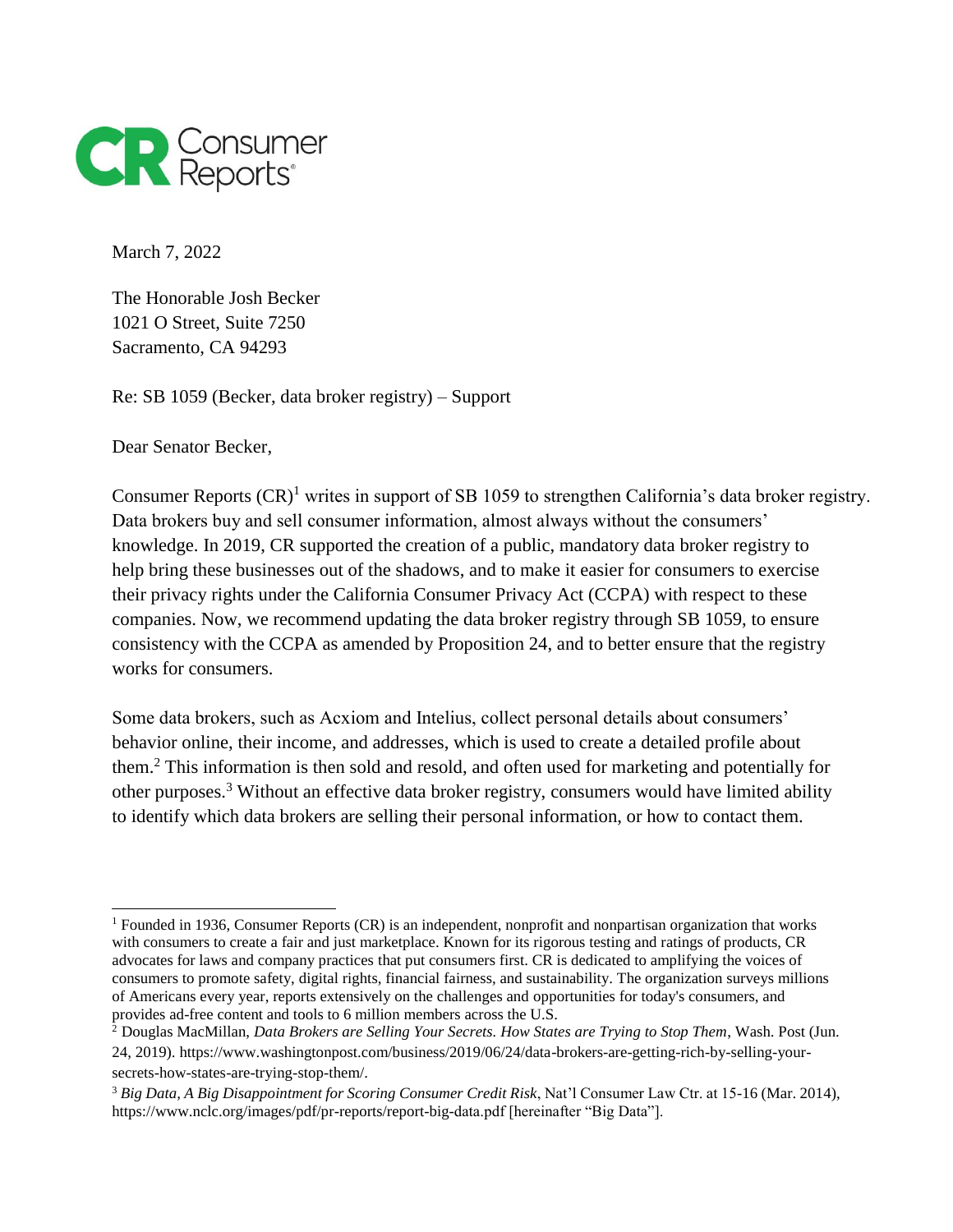March 7, 2022

The Honorable Josh Becker
1021 O Street, Suite 7250
Sacramento, CA 94293

Re: SB 1059 (Becker, data broker registry) – Support

Dear Senator Becker,

Consumer Reports (CR)[1] writes in support of SB 1059 to strengthen California's data broker registry. Data brokers buy and sell consumer information, almost always without the consumers' knowledge. In 2019, CR supported the creation of a public, mandatory data broker registry to help bring these businesses out of the shadows, and to make it easier for consumers to exercise their privacy rights under the California Consumer Privacy Act (CCPA) with respect to these companies. Now, we recommend updating the data broker registry through SB 1059, to ensure consistency with the CCPA as amended by Proposition 24, and to better ensure that the registry works for consumers.

Some data brokers, such as Acxiom and Intelius, collect personal details about consumers' behavior online, their income, and addresses, which is used to create a detailed profile about them.[2] This information is then sold and resold, and often used for marketing and potentially for other purposes.[3] Without an effective data broker registry, consumers would have limited ability to identify which data brokers are selling their personal information, or how to contact them.

---

[1] Founded in 1936, Consumer Reports (CR) is an independent, nonprofit and nonpartisan organization that works with consumers to create a fair and just marketplace. Known for its rigorous testing and ratings of products, CR advocates for laws and company practices that put consumers first. CR is dedicated to amplifying the voices of consumers to promote safety, digital rights, financial fairness, and sustainability. The organization surveys millions of Americans every year, reports extensively on the challenges and opportunities for today's consumers, and provides ad-free content and tools to 6 million members across the U.S.

[2] Douglas MacMillan, *Data Brokers are Selling Your Secrets. How States are Trying to Stop Them*, Wash. Post (Jun. 24, 2019). https://www.washingtonpost.com/business/2019/06/24/data-brokers-are-getting-rich-by-selling-your-secrets-how-states-are-trying-stop-them/.

[3] *Big Data, A Big Disappointment for Scoring Consumer Credit Risk*, Nat'l Consumer Law Ctr. at 15-16 (Mar. 2014), https://www.nclc.org/images/pdf/pr-reports/report-big-data.pdf [hereinafter "Big Data"].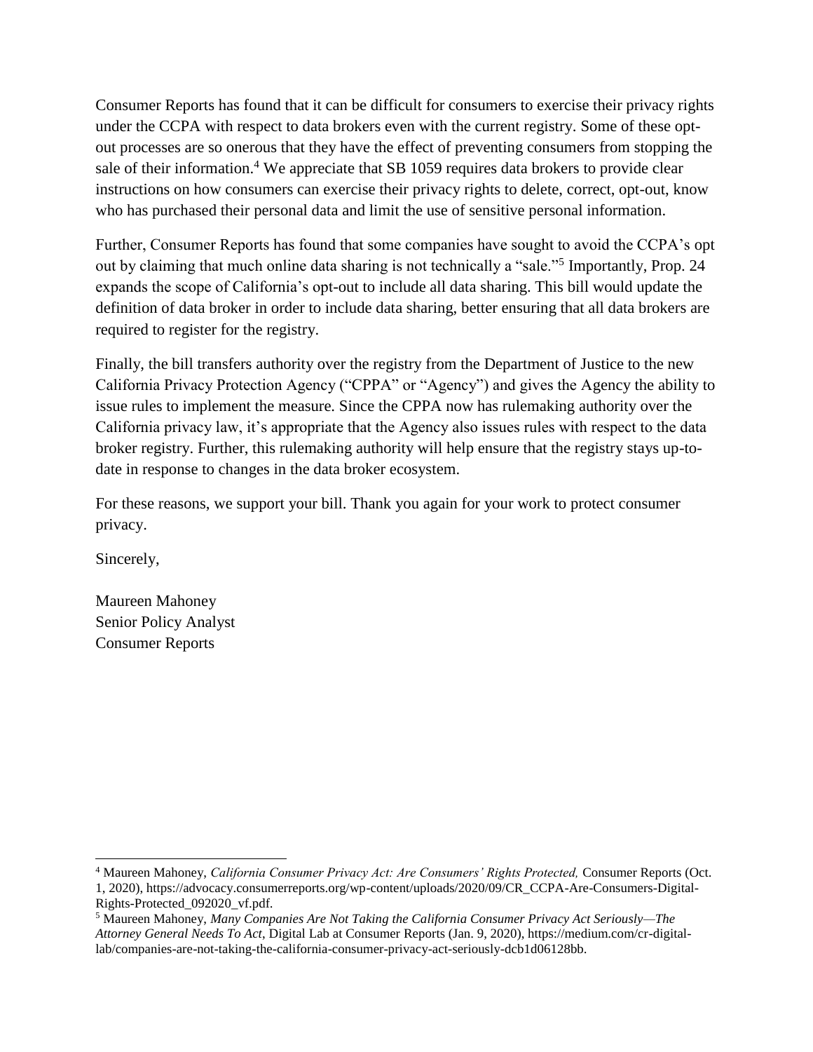Consumer Reports has found that it can be difficult for consumers to exercise their privacy rights under the CCPA with respect to data brokers even with the current registry. Some of these opt-out processes are so onerous that they have the effect of preventing consumers from stopping the sale of their information.[4] We appreciate that SB 1059 requires data brokers to provide clear instructions on how consumers can exercise their privacy rights to delete, correct, opt-out, know who has purchased their personal data and limit the use of sensitive personal information.

Further, Consumer Reports has found that some companies have sought to avoid the CCPA's opt out by claiming that much online data sharing is not technically a "sale."[5] Importantly, Prop. 24 expands the scope of California's opt-out to include all data sharing. This bill would update the definition of data broker in order to include data sharing, better ensuring that all data brokers are required to register for the registry.

Finally, the bill transfers authority over the registry from the Department of Justice to the new California Privacy Protection Agency ("CPPA" or "Agency") and gives the Agency the ability to issue rules to implement the measure. Since the CPPA now has rulemaking authority over the California privacy law, it's appropriate that the Agency also issues rules with respect to the data broker registry. Further, this rulemaking authority will help ensure that the registry stays up-to-date in response to changes in the data broker ecosystem.

For these reasons, we support your bill. Thank you again for your work to protect consumer privacy.

Sincerely,

Maureen Mahoney
Senior Policy Analyst
Consumer Reports

---

[4] Maureen Mahoney, *California Consumer Privacy Act: Are Consumers' Rights Protected,* Consumer Reports (Oct. 1, 2020), https://advocacy.consumerreports.org/wp-content/uploads/2020/09/CR_CCPA-Are-Consumers-Digital-Rights-Protected_092020_vf.pdf.

[5] Maureen Mahoney, *Many Companies Are Not Taking the California Consumer Privacy Act Seriously—The Attorney General Needs To Act*, Digital Lab at Consumer Reports (Jan. 9, 2020), https://medium.com/cr-digital-lab/companies-are-not-taking-the-california-consumer-privacy-act-seriously-dcb1d06128bb.